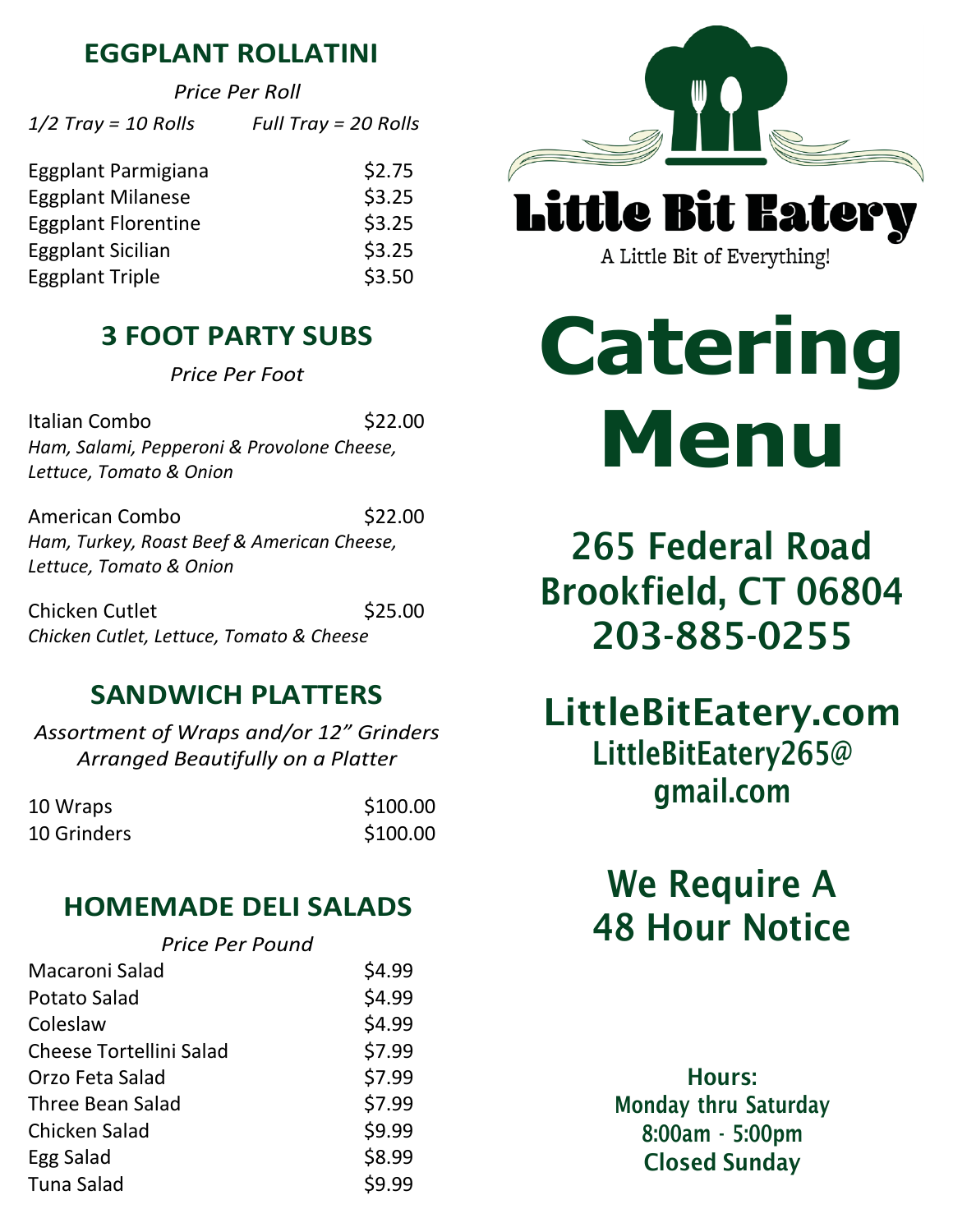## EGGPLANT ROLLATINI

*Price Per Roll*

*1/2 Tray = 10 Rolls* *Full Tray = 20 Rolls*

| Item | Price |
|---|---|
| Eggplant Parmigiana | $2.75 |
| Eggplant Milanese | $3.25 |
| Eggplant Florentine | $3.25 |
| Eggplant Sicilian | $3.25 |
| Eggplant Triple | $3.50 |

## 3 FOOT PARTY SUBS

*Price Per Foot*

Italian Combo $22.00
*Ham, Salami, Pepperoni & Provolone Cheese, Lettuce, Tomato & Onion*

American Combo $22.00
*Ham, Turkey, Roast Beef & American Cheese, Lettuce, Tomato & Onion*

Chicken Cutlet $25.00
*Chicken Cutlet, Lettuce, Tomato & Cheese*

## SANDWICH PLATTERS

*Assortment of Wraps and/or 12" Grinders Arranged Beautifully on a Platter*

| Item | Price |
|---|---|
| 10 Wraps | $100.00 |
| 10 Grinders | $100.00 |

## HOMEMADE DELI SALADS

*Price Per Pound*

| Item | Price |
|---|---|
| Macaroni Salad | $4.99 |
| Potato Salad | $4.99 |
| Coleslaw | $4.99 |
| Cheese Tortellini Salad | $7.99 |
| Orzo Feta Salad | $7.99 |
| Three Bean Salad | $7.99 |
| Chicken Salad | $9.99 |
| Egg Salad | $8.99 |
| Tuna Salad | $9.99 |

# Little Bit Eatery

A Little Bit of Everything!

# Catering Menu

**265 Federal Road**
**Brookfield, CT 06804**
**203-885-0255**

**LittleBitEatery.com**
**LittleBitEatery265@gmail.com**

**We Require A 48 Hour Notice**

**Hours:**
**Monday thru Saturday**
**8:00am - 5:00pm**
**Closed Sunday**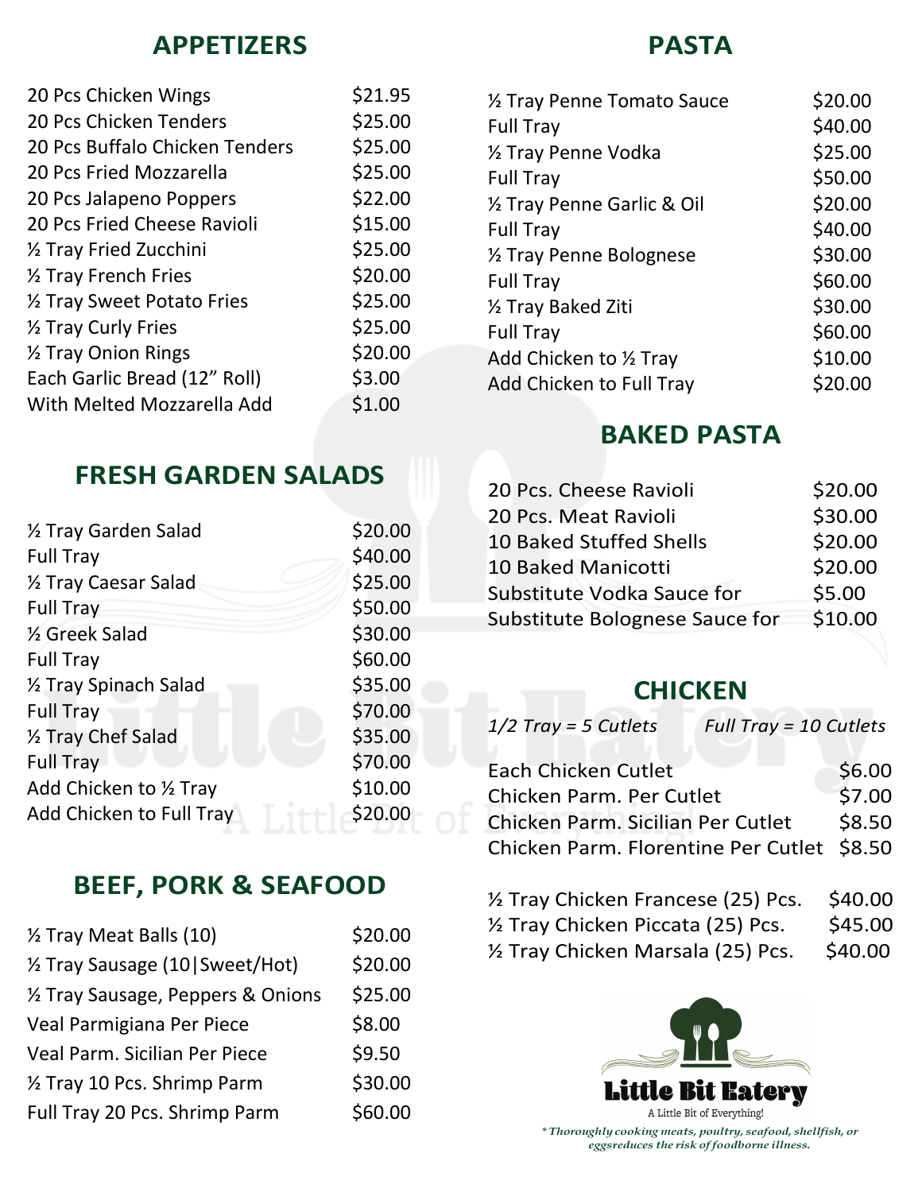## APPETIZERS

| | |
|---|---|
| 20 Pcs Chicken Wings | $21.95 |
| 20 Pcs Chicken Tenders | $25.00 |
| 20 Pcs Buffalo Chicken Tenders | $25.00 |
| 20 Pcs Fried Mozzarella | $25.00 |
| 20 Pcs Jalapeno Poppers | $22.00 |
| 20 Pcs Fried Cheese Ravioli | $15.00 |
| ½ Tray Fried Zucchini | $25.00 |
| ½ Tray French Fries | $20.00 |
| ½ Tray Sweet Potato Fries | $25.00 |
| ½ Tray Curly Fries | $25.00 |
| ½ Tray Onion Rings | $20.00 |
| Each Garlic Bread (12" Roll) | $3.00 |
| With Melted Mozzarella Add | $1.00 |

## FRESH GARDEN SALADS

| | |
|---|---|
| ½ Tray Garden Salad | $20.00 |
| Full Tray | $40.00 |
| ½ Tray Caesar Salad | $25.00 |
| Full Tray | $50.00 |
| ½ Greek Salad | $30.00 |
| Full Tray | $60.00 |
| ½ Tray Spinach Salad | $35.00 |
| Full Tray | $70.00 |
| ½ Tray Chef Salad | $35.00 |
| Full Tray | $70.00 |
| Add Chicken to ½ Tray | $10.00 |
| Add Chicken to Full Tray | $20.00 |

## BEEF, PORK & SEAFOOD

| | |
|---|---|
| ½ Tray Meat Balls (10) | $20.00 |
| ½ Tray Sausage (10\|Sweet/Hot) | $20.00 |
| ½ Tray Sausage, Peppers & Onions | $25.00 |
| Veal Parmigiana Per Piece | $8.00 |
| Veal Parm. Sicilian Per Piece | $9.50 |
| ½ Tray 10 Pcs. Shrimp Parm | $30.00 |
| Full Tray 20 Pcs. Shrimp Parm | $60.00 |

## PASTA

| | |
|---|---|
| ½ Tray Penne Tomato Sauce | $20.00 |
| Full Tray | $40.00 |
| ½ Tray Penne Vodka | $25.00 |
| Full Tray | $50.00 |
| ½ Tray Penne Garlic & Oil | $20.00 |
| Full Tray | $40.00 |
| ½ Tray Penne Bolognese | $30.00 |
| Full Tray | $60.00 |
| ½ Tray Baked Ziti | $30.00 |
| Full Tray | $60.00 |
| Add Chicken to ½ Tray | $10.00 |
| Add Chicken to Full Tray | $20.00 |

## BAKED PASTA

| | |
|---|---|
| 20 Pcs. Cheese Ravioli | $20.00 |
| 20 Pcs. Meat Ravioli | $30.00 |
| 10 Baked Stuffed Shells | $20.00 |
| 10 Baked Manicotti | $20.00 |
| Substitute Vodka Sauce for | $5.00 |
| Substitute Bolognese Sauce for | $10.00 |

## CHICKEN

*1/2 Tray = 5 Cutlets* *Full Tray = 10 Cutlets*

| | |
|---|---|
| Each Chicken Cutlet | $6.00 |
| Chicken Parm. Per Cutlet | $7.00 |
| Chicken Parm. Sicilian Per Cutlet | $8.50 |
| Chicken Parm. Florentine Per Cutlet | $8.50 |

| | |
|---|---|
| ½ Tray Chicken Francese (25) Pcs. | $40.00 |
| ½ Tray Chicken Piccata (25) Pcs. | $45.00 |
| ½ Tray Chicken Marsala (25) Pcs. | $40.00 |

**Little Bit Eatery**

A Little Bit of Everything!

*\*Thoroughly cooking meats, poultry, seafood, shellfish, or eggsreduces the risk of foodborne illness.*